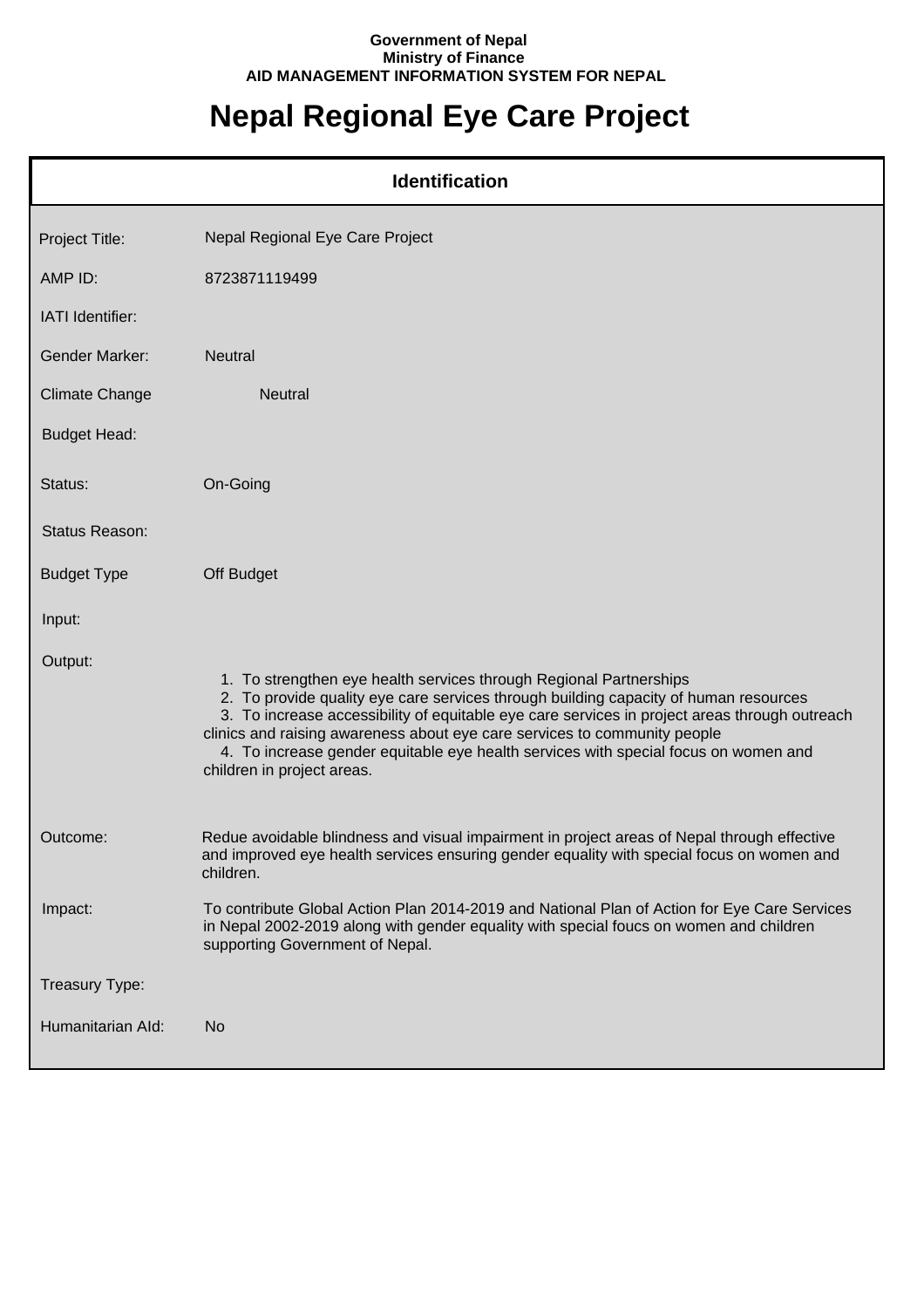**Government of Nepal**
**Ministry of Finance**
**AID MANAGEMENT INFORMATION SYSTEM FOR NEPAL**

# Nepal Regional Eye Care Project

## Identification

| | |
|---|---|
| Project Title: | Nepal Regional Eye Care Project |
| AMP ID: | 8723871119499 |
| IATI Identifier: | |
| Gender Marker: | Neutral |
| Climate Change | Neutral |
| Budget Head: | |
| Status: | On-Going |
| Status Reason: | |
| Budget Type | Off Budget |
| Input: | |
| Output: | 1. To strengthen eye health services through Regional Partnerships<br>2. To provide quality eye care services through building capacity of human resources<br>3. To increase accessibility of equitable eye care services in project areas through outreach clinics and raising awareness about eye care services to community people<br>4. To increase gender equitable eye health services with special focus on women and children in project areas. |
| Outcome: | Redue avoidable blindness and visual impairment in project areas of Nepal through effective and improved eye health services ensuring gender equality with special focus on women and children. |
| Impact: | To contribute Global Action Plan 2014-2019 and National Plan of Action for Eye Care Services in Nepal 2002-2019 along with gender equality with special foucs on women and children supporting Government of Nepal. |
| Treasury Type: | |
| Humanitarian AId: | No |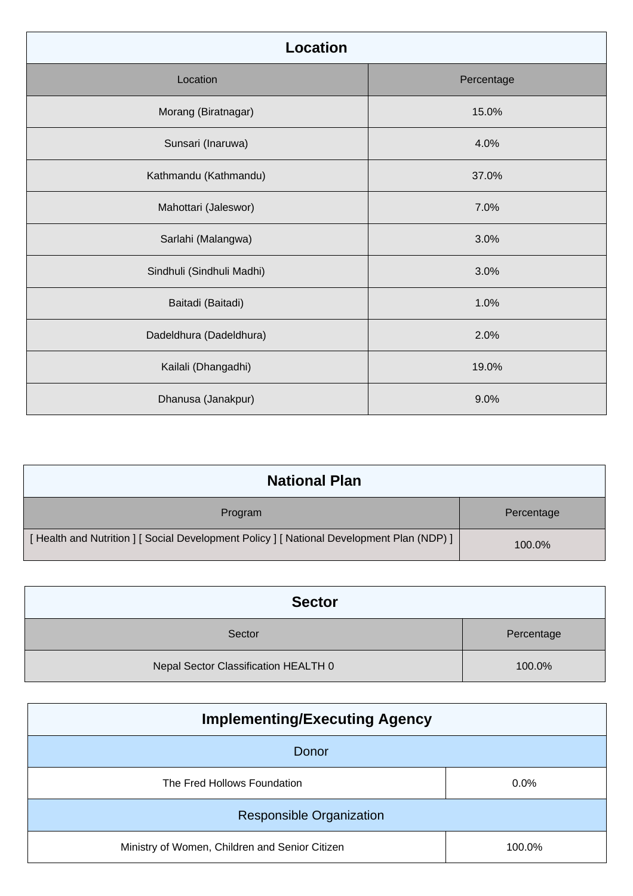## Location

| Location | Percentage |
| --- | --- |
| Morang (Biratnagar) | 15.0% |
| Sunsari (Inaruwa) | 4.0% |
| Kathmandu (Kathmandu) | 37.0% |
| Mahottari (Jaleswor) | 7.0% |
| Sarlahi (Malangwa) | 3.0% |
| Sindhuli (Sindhuli Madhi) | 3.0% |
| Baitadi (Baitadi) | 1.0% |
| Dadeldhura (Dadeldhura) | 2.0% |
| Kailali (Dhangadhi) | 19.0% |
| Dhanusa (Janakpur) | 9.0% |

## National Plan

| Program | Percentage |
| --- | --- |
| [ Health and Nutrition ] [ Social Development Policy ] [ National Development Plan (NDP) ] | 100.0% |

## Sector

| Sector | Percentage |
| --- | --- |
| Nepal Sector Classification HEALTH 0 | 100.0% |

## Implementing/Executing Agency

| Donor | |
| --- | --- |
| The Fred Hollows Foundation | 0.0% |
| **Responsible Organization** | |
| Ministry of Women, Children and Senior Citizen | 100.0% |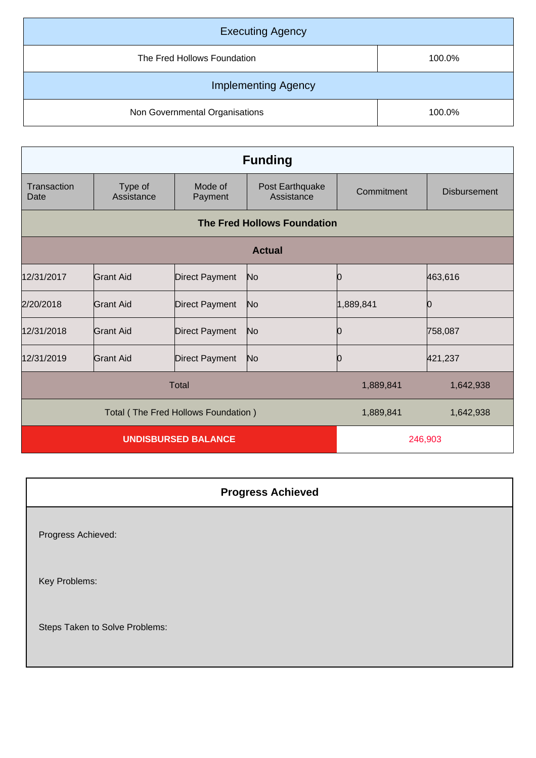| Executing Agency | |
|---|---|
| The Fred Hollows Foundation | 100.0% |
| **Implementing Agency** | |
| Non Governmental Organisations | 100.0% |

## Funding

| Transaction Date | Type of Assistance | Mode of Payment | Post Earthquake Assistance | Commitment | Disbursement |
|---|---|---|---|---|---|
| **The Fred Hollows Foundation** | | | | | |
| **Actual** | | | | | |
| 12/31/2017 | Grant Aid | Direct Payment | No | 0 | 463,616 |
| 2/20/2018 | Grant Aid | Direct Payment | No | 1,889,841 | 0 |
| 12/31/2018 | Grant Aid | Direct Payment | No | 0 | 758,087 |
| 12/31/2019 | Grant Aid | Direct Payment | No | 0 | 421,237 |
| Total | | | | 1,889,841 | 1,642,938 |
| Total ( The Fred Hollows Foundation ) | | | | 1,889,841 | 1,642,938 |
| **UNDISBURSED BALANCE** | | | | 246,903 | |

## Progress Achieved

Progress Achieved:

Key Problems:

Steps Taken to Solve Problems: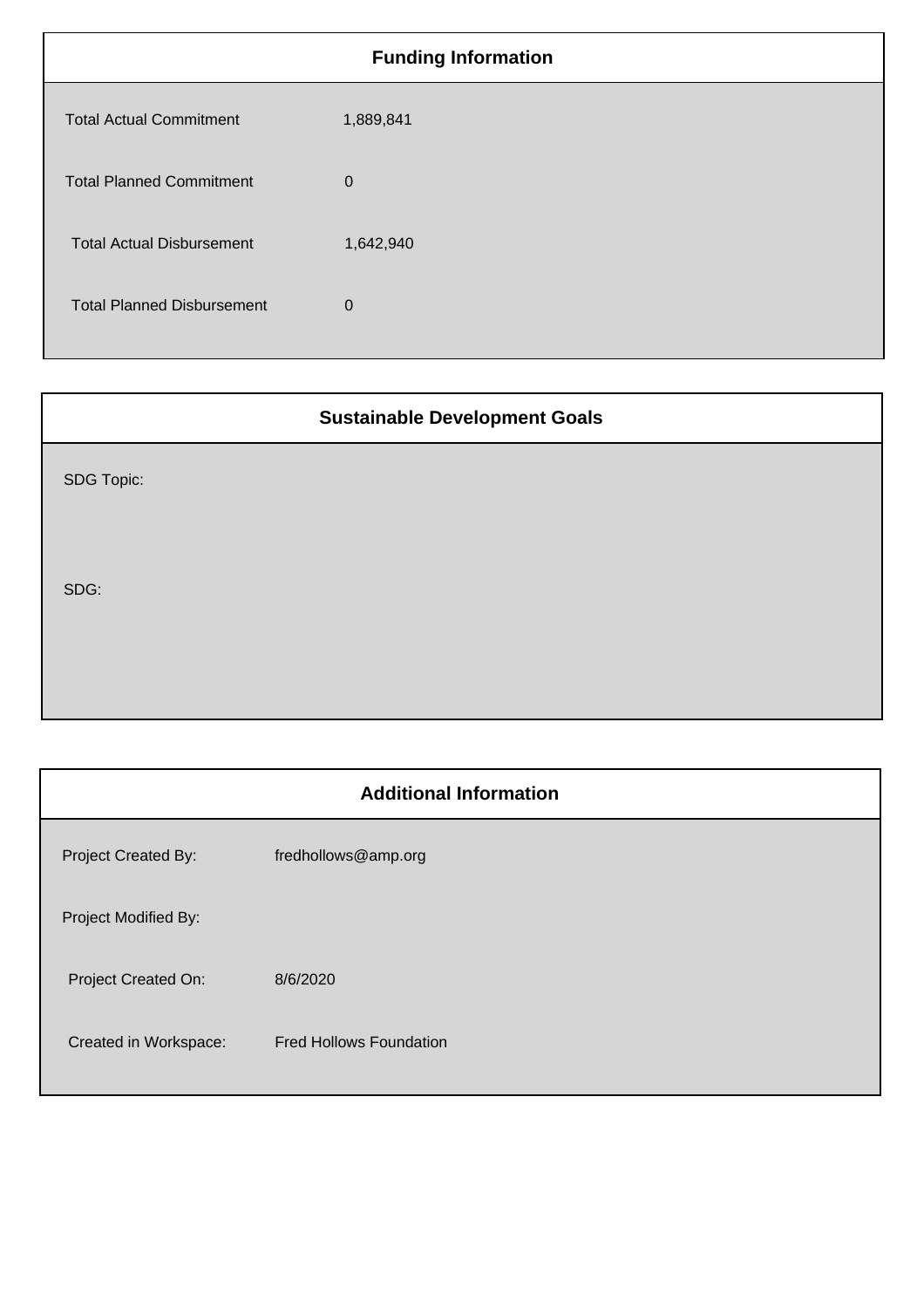## Funding Information

| | |
|---|---|
| Total Actual Commitment | 1,889,841 |
| Total Planned Commitment | 0 |
| Total Actual Disbursement | 1,642,940 |
| Total Planned Disbursement | 0 |

## Sustainable Development Goals

SDG Topic:

SDG:

## Additional Information

| | |
|---|---|
| Project Created By: | fredhollows@amp.org |
| Project Modified By: | |
| Project Created On: | 8/6/2020 |
| Created in Workspace: | Fred Hollows Foundation |